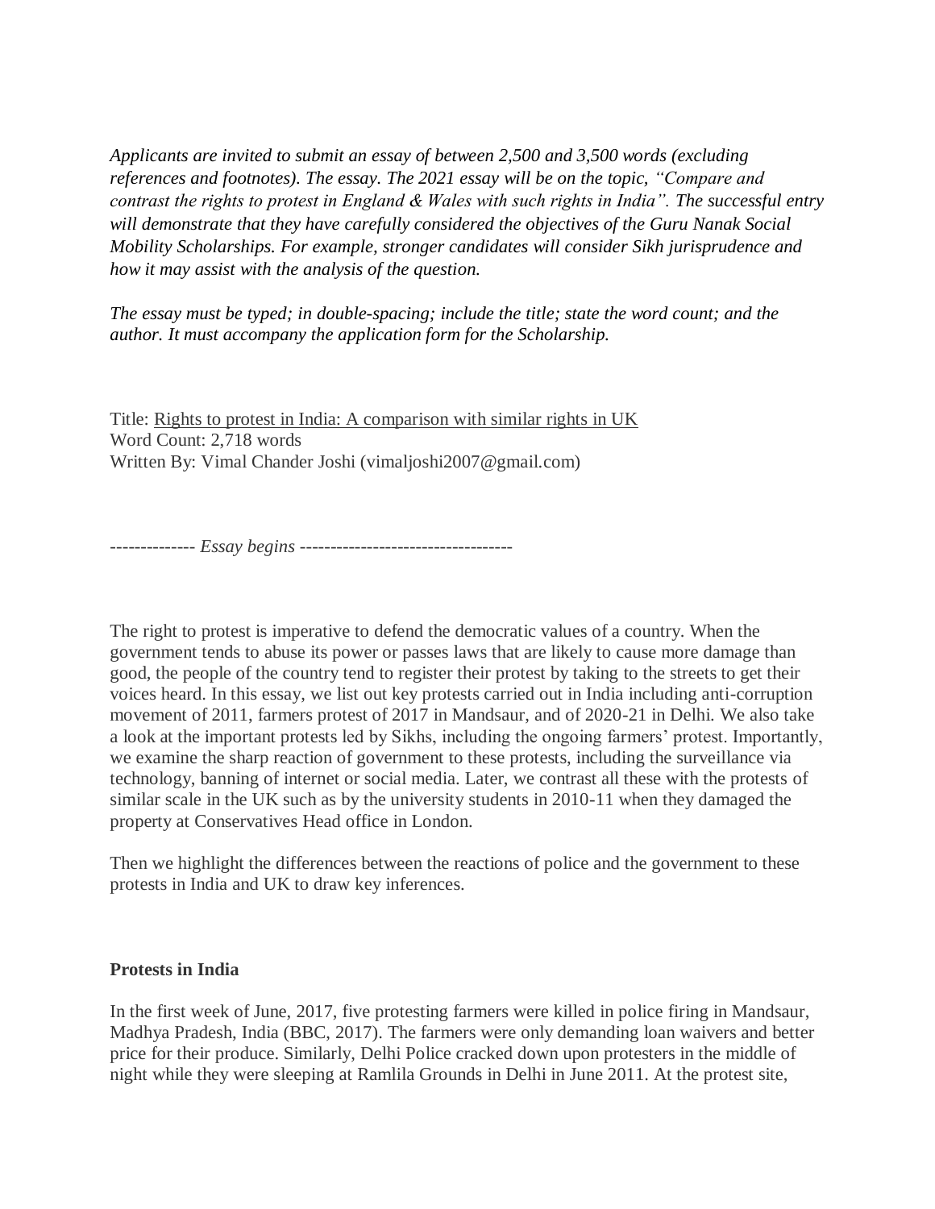*Applicants are invited to submit an essay of between 2,500 and 3,500 words (excluding references and footnotes). The essay. The 2021 essay will be on the topic, "Compare and contrast the rights to protest in England & Wales with such rights in India". The successful entry will demonstrate that they have carefully considered the objectives of the Guru Nanak Social Mobility Scholarships. For example, stronger candidates will consider Sikh jurisprudence and how it may assist with the analysis of the question.*

*The essay must be typed; in double-spacing; include the title; state the word count; and the author. It must accompany the application form for the Scholarship.*

Title: <u>Rights to protest in India: A comparison with similar rights in UK</u>
Word Count: 2,718 words
Written By: Vimal Chander Joshi (vimaljoshi2007@gmail.com)

-------------- *Essay begins* -----------------------------------

The right to protest is imperative to defend the democratic values of a country. When the government tends to abuse its power or passes laws that are likely to cause more damage than good, the people of the country tend to register their protest by taking to the streets to get their voices heard. In this essay, we list out key protests carried out in India including anti-corruption movement of 2011, farmers protest of 2017 in Mandsaur, and of 2020-21 in Delhi. We also take a look at the important protests led by Sikhs, including the ongoing farmers' protest. Importantly, we examine the sharp reaction of government to these protests, including the surveillance via technology, banning of internet or social media. Later, we contrast all these with the protests of similar scale in the UK such as by the university students in 2010-11 when they damaged the property at Conservatives Head office in London.

Then we highlight the differences between the reactions of police and the government to these protests in India and UK to draw key inferences.

**Protests in India**

In the first week of June, 2017, five protesting farmers were killed in police firing in Mandsaur, Madhya Pradesh, India (BBC, 2017). The farmers were only demanding loan waivers and better price for their produce. Similarly, Delhi Police cracked down upon protesters in the middle of night while they were sleeping at Ramlila Grounds in Delhi in June 2011. At the protest site,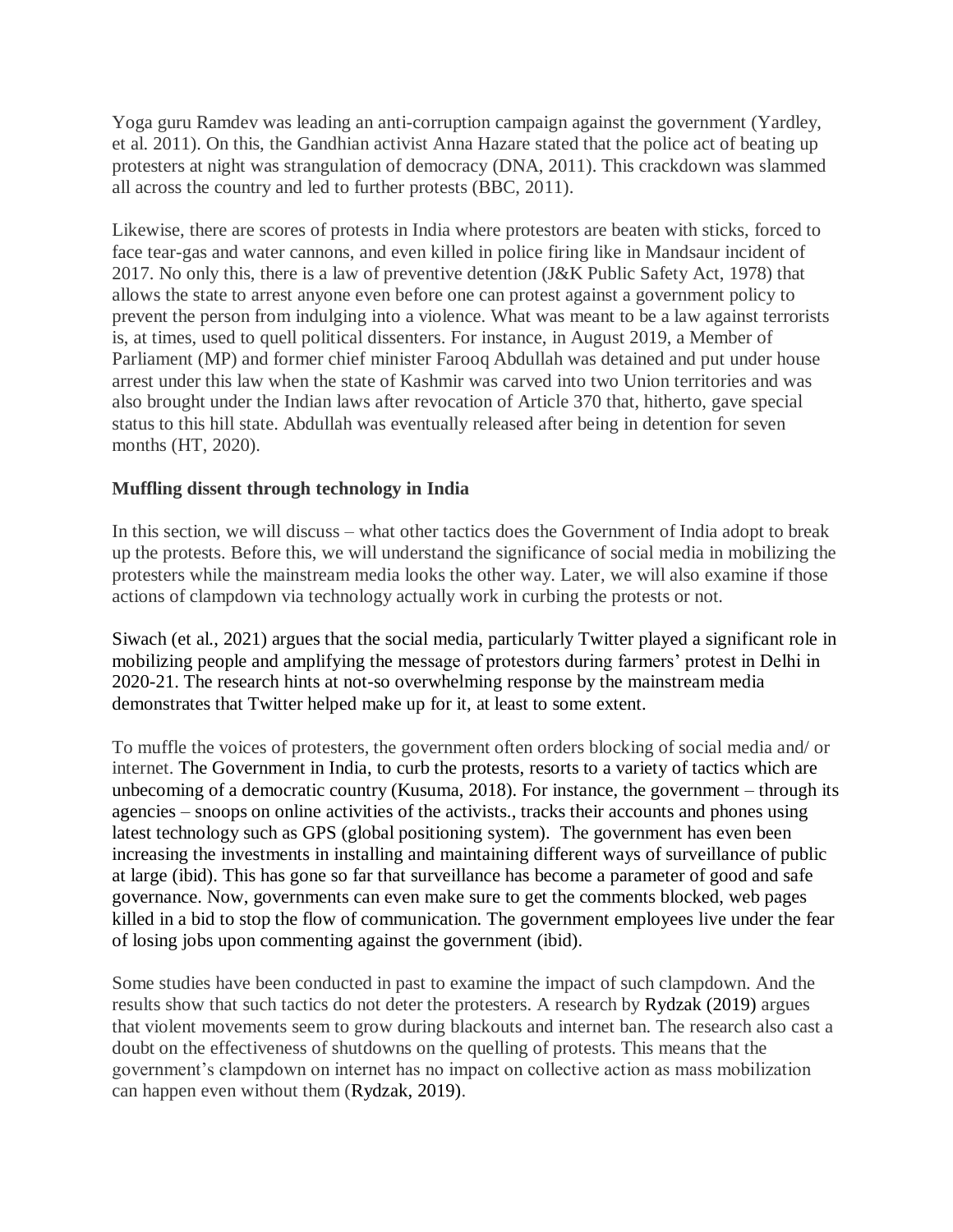Yoga guru Ramdev was leading an anti-corruption campaign against the government (Yardley, et al. 2011). On this, the Gandhian activist Anna Hazare stated that the police act of beating up protesters at night was strangulation of democracy (DNA, 2011). This crackdown was slammed all across the country and led to further protests (BBC, 2011).

Likewise, there are scores of protests in India where protestors are beaten with sticks, forced to face tear-gas and water cannons, and even killed in police firing like in Mandsaur incident of 2017. No only this, there is a law of preventive detention (J&K Public Safety Act, 1978) that allows the state to arrest anyone even before one can protest against a government policy to prevent the person from indulging into a violence. What was meant to be a law against terrorists is, at times, used to quell political dissenters. For instance, in August 2019, a Member of Parliament (MP) and former chief minister Farooq Abdullah was detained and put under house arrest under this law when the state of Kashmir was carved into two Union territories and was also brought under the Indian laws after revocation of Article 370 that, hitherto, gave special status to this hill state. Abdullah was eventually released after being in detention for seven months (HT, 2020).

**Muffling dissent through technology in India**

In this section, we will discuss – what other tactics does the Government of India adopt to break up the protests. Before this, we will understand the significance of social media in mobilizing the protesters while the mainstream media looks the other way. Later, we will also examine if those actions of clampdown via technology actually work in curbing the protests or not.

Siwach (et al., 2021) argues that the social media, particularly Twitter played a significant role in mobilizing people and amplifying the message of protestors during farmers' protest in Delhi in 2020-21. The research hints at not-so overwhelming response by the mainstream media demonstrates that Twitter helped make up for it, at least to some extent.

To muffle the voices of protesters, the government often orders blocking of social media and/ or internet. The Government in India, to curb the protests, resorts to a variety of tactics which are unbecoming of a democratic country (Kusuma, 2018). For instance, the government – through its agencies – snoops on online activities of the activists., tracks their accounts and phones using latest technology such as GPS (global positioning system). The government has even been increasing the investments in installing and maintaining different ways of surveillance of public at large (ibid). This has gone so far that surveillance has become a parameter of good and safe governance. Now, governments can even make sure to get the comments blocked, web pages killed in a bid to stop the flow of communication. The government employees live under the fear of losing jobs upon commenting against the government (ibid).

Some studies have been conducted in past to examine the impact of such clampdown. And the results show that such tactics do not deter the protesters. A research by Rydzak (2019) argues that violent movements seem to grow during blackouts and internet ban. The research also cast a doubt on the effectiveness of shutdowns on the quelling of protests. This means that the government's clampdown on internet has no impact on collective action as mass mobilization can happen even without them (Rydzak, 2019).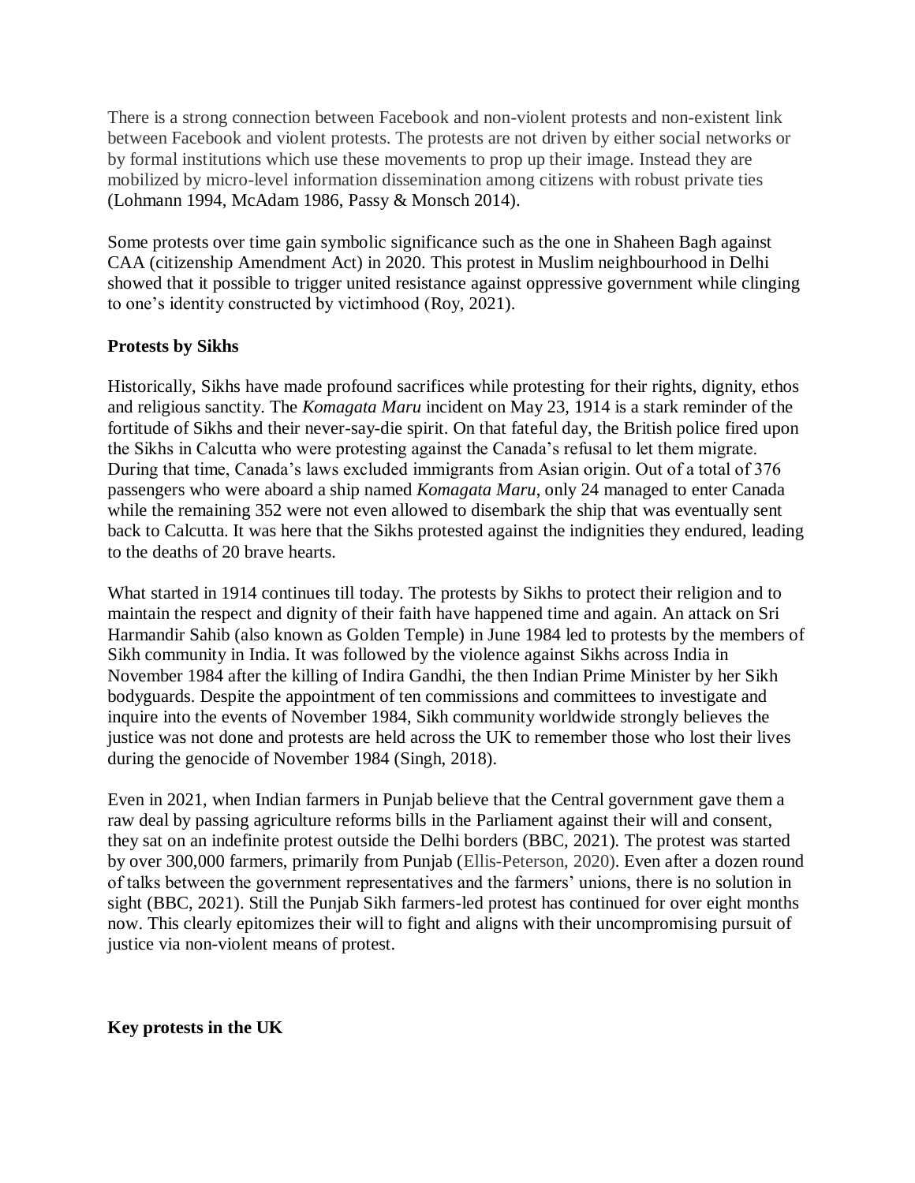There is a strong connection between Facebook and non-violent protests and non-existent link between Facebook and violent protests. The protests are not driven by either social networks or by formal institutions which use these movements to prop up their image. Instead they are mobilized by micro-level information dissemination among citizens with robust private ties (Lohmann 1994, McAdam 1986, Passy & Monsch 2014).

Some protests over time gain symbolic significance such as the one in Shaheen Bagh against CAA (citizenship Amendment Act) in 2020. This protest in Muslim neighbourhood in Delhi showed that it possible to trigger united resistance against oppressive government while clinging to one's identity constructed by victimhood (Roy, 2021).

**Protests by Sikhs**

Historically, Sikhs have made profound sacrifices while protesting for their rights, dignity, ethos and religious sanctity. The *Komagata Maru* incident on May 23, 1914 is a stark reminder of the fortitude of Sikhs and their never-say-die spirit. On that fateful day, the British police fired upon the Sikhs in Calcutta who were protesting against the Canada's refusal to let them migrate. During that time, Canada's laws excluded immigrants from Asian origin. Out of a total of 376 passengers who were aboard a ship named *Komagata Maru*, only 24 managed to enter Canada while the remaining 352 were not even allowed to disembark the ship that was eventually sent back to Calcutta. It was here that the Sikhs protested against the indignities they endured, leading to the deaths of 20 brave hearts.

What started in 1914 continues till today. The protests by Sikhs to protect their religion and to maintain the respect and dignity of their faith have happened time and again. An attack on Sri Harmandir Sahib (also known as Golden Temple) in June 1984 led to protests by the members of Sikh community in India. It was followed by the violence against Sikhs across India in November 1984 after the killing of Indira Gandhi, the then Indian Prime Minister by her Sikh bodyguards. Despite the appointment of ten commissions and committees to investigate and inquire into the events of November 1984, Sikh community worldwide strongly believes the justice was not done and protests are held across the UK to remember those who lost their lives during the genocide of November 1984 (Singh, 2018).

Even in 2021, when Indian farmers in Punjab believe that the Central government gave them a raw deal by passing agriculture reforms bills in the Parliament against their will and consent, they sat on an indefinite protest outside the Delhi borders (BBC, 2021). The protest was started by over 300,000 farmers, primarily from Punjab (Ellis-Peterson, 2020). Even after a dozen round of talks between the government representatives and the farmers' unions, there is no solution in sight (BBC, 2021). Still the Punjab Sikh farmers-led protest has continued for over eight months now. This clearly epitomizes their will to fight and aligns with their uncompromising pursuit of justice via non-violent means of protest.

**Key protests in the UK**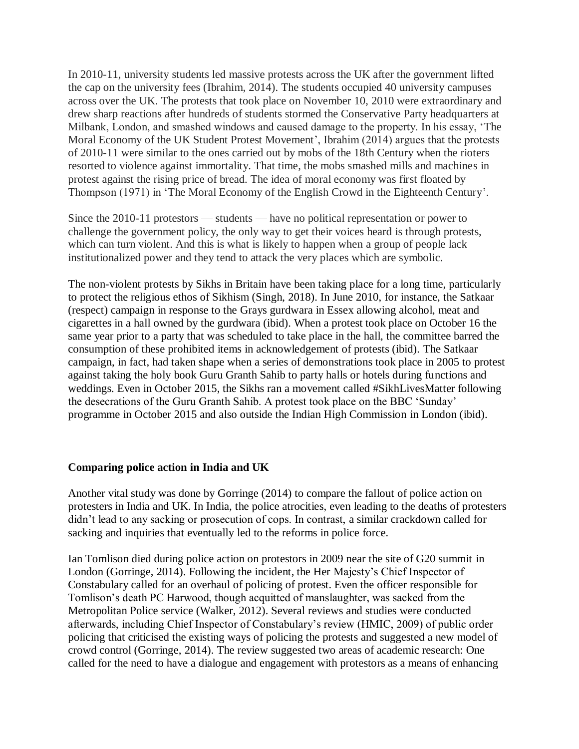In 2010-11, university students led massive protests across the UK after the government lifted the cap on the university fees (Ibrahim, 2014). The students occupied 40 university campuses across over the UK. The protests that took place on November 10, 2010 were extraordinary and drew sharp reactions after hundreds of students stormed the Conservative Party headquarters at Milbank, London, and smashed windows and caused damage to the property. In his essay, 'The Moral Economy of the UK Student Protest Movement', Ibrahim (2014) argues that the protests of 2010-11 were similar to the ones carried out by mobs of the 18th Century when the rioters resorted to violence against immortality. That time, the mobs smashed mills and machines in protest against the rising price of bread. The idea of moral economy was first floated by Thompson (1971) in 'The Moral Economy of the English Crowd in the Eighteenth Century'.

Since the 2010-11 protestors — students — have no political representation or power to challenge the government policy, the only way to get their voices heard is through protests, which can turn violent. And this is what is likely to happen when a group of people lack institutionalized power and they tend to attack the very places which are symbolic.

The non-violent protests by Sikhs in Britain have been taking place for a long time, particularly to protect the religious ethos of Sikhism (Singh, 2018). In June 2010, for instance, the Satkaar (respect) campaign in response to the Grays gurdwara in Essex allowing alcohol, meat and cigarettes in a hall owned by the gurdwara (ibid). When a protest took place on October 16 the same year prior to a party that was scheduled to take place in the hall, the committee barred the consumption of these prohibited items in acknowledgement of protests (ibid). The Satkaar campaign, in fact, had taken shape when a series of demonstrations took place in 2005 to protest against taking the holy book Guru Granth Sahib to party halls or hotels during functions and weddings. Even in October 2015, the Sikhs ran a movement called #SikhLivesMatter following the desecrations of the Guru Granth Sahib. A protest took place on the BBC 'Sunday' programme in October 2015 and also outside the Indian High Commission in London (ibid).

**Comparing police action in India and UK**

Another vital study was done by Gorringe (2014) to compare the fallout of police action on protesters in India and UK. In India, the police atrocities, even leading to the deaths of protesters didn't lead to any sacking or prosecution of cops. In contrast, a similar crackdown called for sacking and inquiries that eventually led to the reforms in police force.

Ian Tomlison died during police action on protestors in 2009 near the site of G20 summit in London (Gorringe, 2014). Following the incident, the Her Majesty's Chief Inspector of Constabulary called for an overhaul of policing of protest. Even the officer responsible for Tomlison's death PC Harwood, though acquitted of manslaughter, was sacked from the Metropolitan Police service (Walker, 2012). Several reviews and studies were conducted afterwards, including Chief Inspector of Constabulary's review (HMIC, 2009) of public order policing that criticised the existing ways of policing the protests and suggested a new model of crowd control (Gorringe, 2014). The review suggested two areas of academic research: One called for the need to have a dialogue and engagement with protestors as a means of enhancing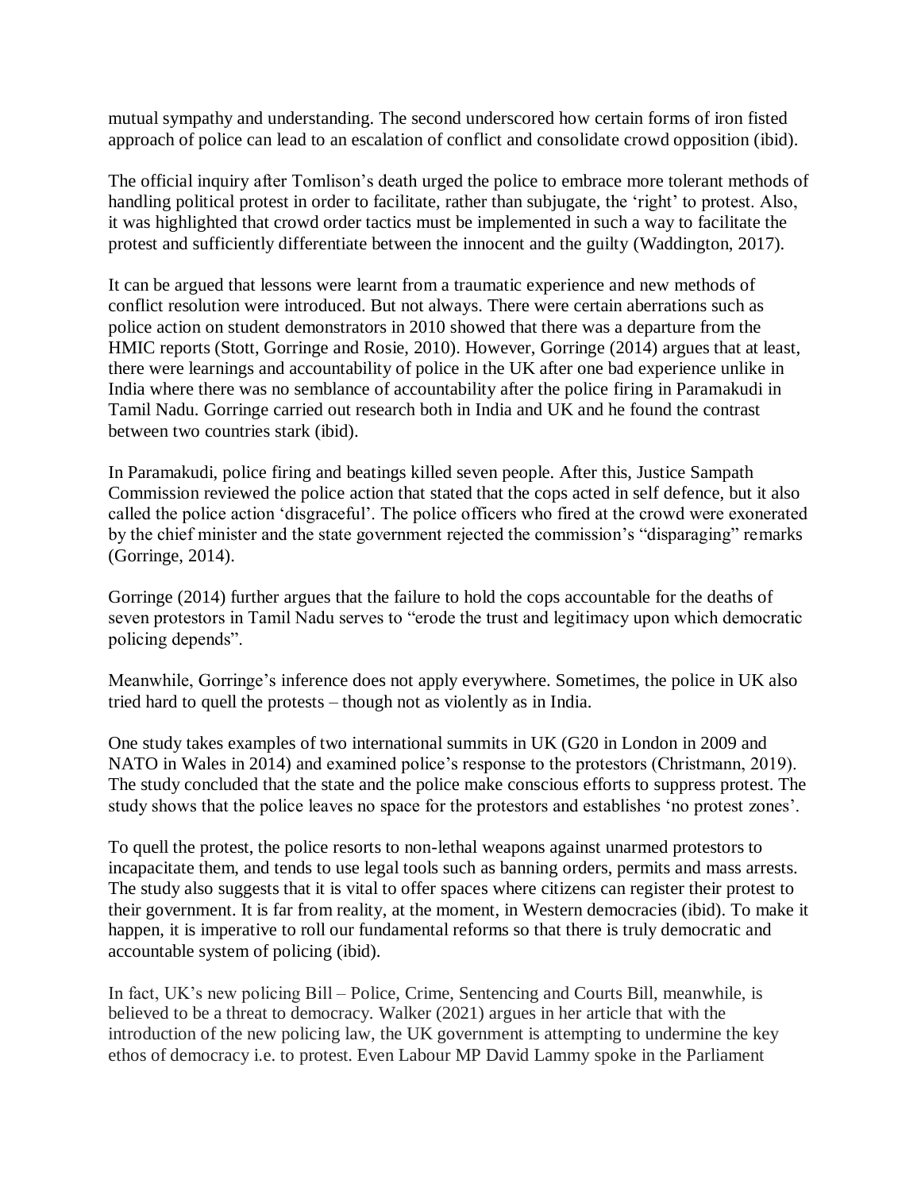mutual sympathy and understanding. The second underscored how certain forms of iron fisted approach of police can lead to an escalation of conflict and consolidate crowd opposition (ibid).

The official inquiry after Tomlison's death urged the police to embrace more tolerant methods of handling political protest in order to facilitate, rather than subjugate, the 'right' to protest. Also, it was highlighted that crowd order tactics must be implemented in such a way to facilitate the protest and sufficiently differentiate between the innocent and the guilty (Waddington, 2017).

It can be argued that lessons were learnt from a traumatic experience and new methods of conflict resolution were introduced. But not always. There were certain aberrations such as police action on student demonstrators in 2010 showed that there was a departure from the HMIC reports (Stott, Gorringe and Rosie, 2010). However, Gorringe (2014) argues that at least, there were learnings and accountability of police in the UK after one bad experience unlike in India where there was no semblance of accountability after the police firing in Paramakudi in Tamil Nadu. Gorringe carried out research both in India and UK and he found the contrast between two countries stark (ibid).

In Paramakudi, police firing and beatings killed seven people. After this, Justice Sampath Commission reviewed the police action that stated that the cops acted in self defence, but it also called the police action 'disgraceful'. The police officers who fired at the crowd were exonerated by the chief minister and the state government rejected the commission's "disparaging" remarks (Gorringe, 2014).

Gorringe (2014) further argues that the failure to hold the cops accountable for the deaths of seven protestors in Tamil Nadu serves to "erode the trust and legitimacy upon which democratic policing depends".

Meanwhile, Gorringe's inference does not apply everywhere. Sometimes, the police in UK also tried hard to quell the protests – though not as violently as in India.

One study takes examples of two international summits in UK (G20 in London in 2009 and NATO in Wales in 2014) and examined police's response to the protestors (Christmann, 2019). The study concluded that the state and the police make conscious efforts to suppress protest. The study shows that the police leaves no space for the protestors and establishes 'no protest zones'.

To quell the protest, the police resorts to non-lethal weapons against unarmed protestors to incapacitate them, and tends to use legal tools such as banning orders, permits and mass arrests. The study also suggests that it is vital to offer spaces where citizens can register their protest to their government. It is far from reality, at the moment, in Western democracies (ibid). To make it happen, it is imperative to roll our fundamental reforms so that there is truly democratic and accountable system of policing (ibid).

In fact, UK's new policing Bill – Police, Crime, Sentencing and Courts Bill, meanwhile, is believed to be a threat to democracy. Walker (2021) argues in her article that with the introduction of the new policing law, the UK government is attempting to undermine the key ethos of democracy i.e. to protest. Even Labour MP David Lammy spoke in the Parliament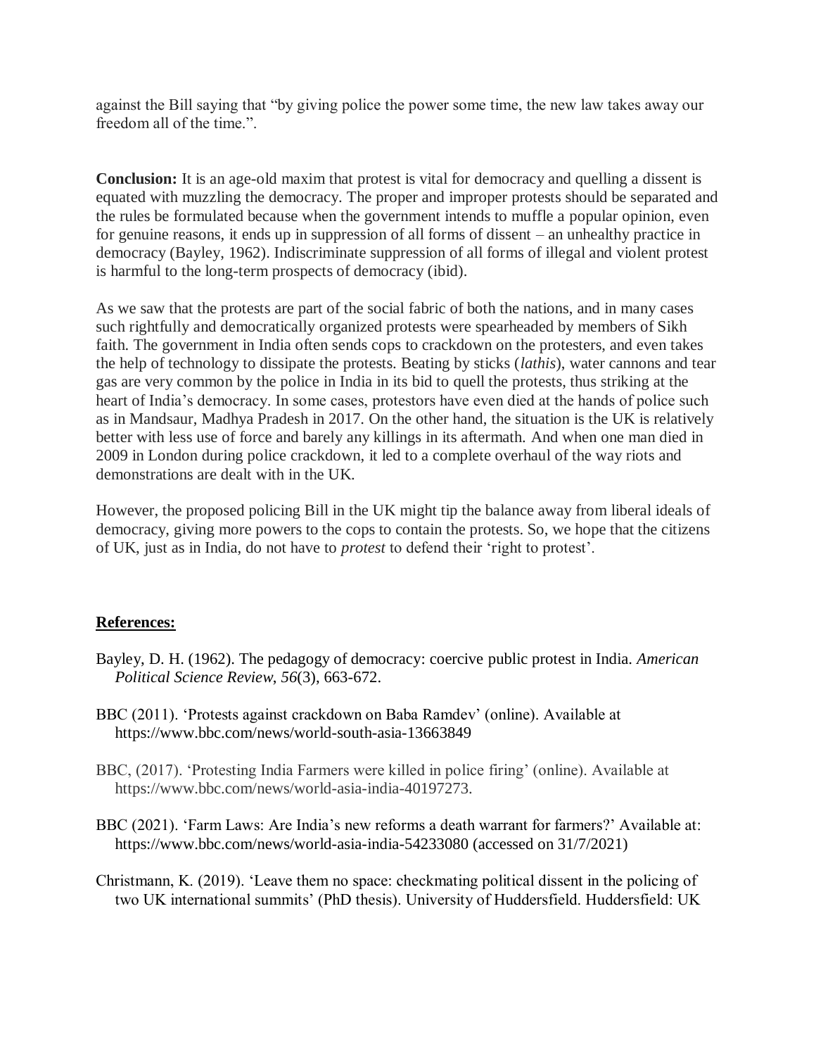against the Bill saying that "by giving police the power some time, the new law takes away our freedom all of the time.".

**Conclusion:** It is an age-old maxim that protest is vital for democracy and quelling a dissent is equated with muzzling the democracy. The proper and improper protests should be separated and the rules be formulated because when the government intends to muffle a popular opinion, even for genuine reasons, it ends up in suppression of all forms of dissent – an unhealthy practice in democracy (Bayley, 1962). Indiscriminate suppression of all forms of illegal and violent protest is harmful to the long-term prospects of democracy (ibid).

As we saw that the protests are part of the social fabric of both the nations, and in many cases such rightfully and democratically organized protests were spearheaded by members of Sikh faith. The government in India often sends cops to crackdown on the protesters, and even takes the help of technology to dissipate the protests. Beating by sticks (*lathis*), water cannons and tear gas are very common by the police in India in its bid to quell the protests, thus striking at the heart of India's democracy. In some cases, protestors have even died at the hands of police such as in Mandsaur, Madhya Pradesh in 2017. On the other hand, the situation is the UK is relatively better with less use of force and barely any killings in its aftermath. And when one man died in 2009 in London during police crackdown, it led to a complete overhaul of the way riots and demonstrations are dealt with in the UK.

However, the proposed policing Bill in the UK might tip the balance away from liberal ideals of democracy, giving more powers to the cops to contain the protests. So, we hope that the citizens of UK, just as in India, do not have to *protest* to defend their 'right to protest'.

## References:

Bayley, D. H. (1962). The pedagogy of democracy: coercive public protest in India. *American Political Science Review*, *56*(3), 663-672.

BBC (2011). 'Protests against crackdown on Baba Ramdev' (online). Available at https://www.bbc.com/news/world-south-asia-13663849

BBC, (2017). 'Protesting India Farmers were killed in police firing' (online). Available at https://www.bbc.com/news/world-asia-india-40197273.

BBC (2021). 'Farm Laws: Are India's new reforms a death warrant for farmers?' Available at: https://www.bbc.com/news/world-asia-india-54233080 (accessed on 31/7/2021)

Christmann, K. (2019). 'Leave them no space: checkmating political dissent in the policing of two UK international summits' (PhD thesis). University of Huddersfield. Huddersfield: UK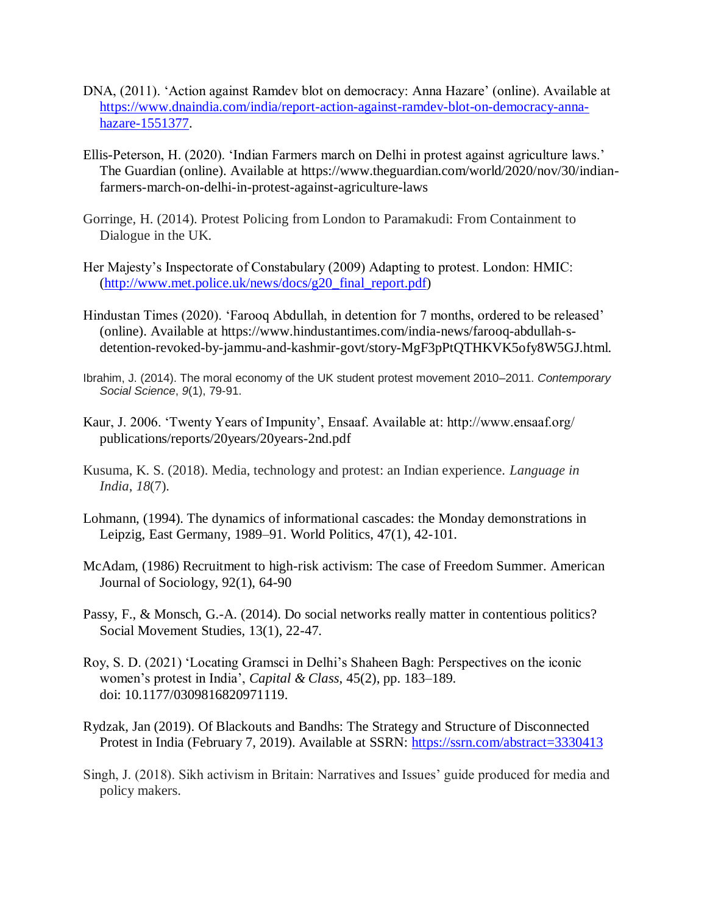DNA, (2011). 'Action against Ramdev blot on democracy: Anna Hazare' (online). Available at https://www.dnaindia.com/india/report-action-against-ramdev-blot-on-democracy-anna-hazare-1551377.

Ellis-Peterson, H. (2020). 'Indian Farmers march on Delhi in protest against agriculture laws.' The Guardian (online). Available at https://www.theguardian.com/world/2020/nov/30/indian-farmers-march-on-delhi-in-protest-against-agriculture-laws

Gorringe, H. (2014). Protest Policing from London to Paramakudi: From Containment to Dialogue in the UK.

Her Majesty's Inspectorate of Constabulary (2009) Adapting to protest. London: HMIC: (http://www.met.police.uk/news/docs/g20_final_report.pdf)

Hindustan Times (2020). 'Farooq Abdullah, in detention for 7 months, ordered to be released' (online). Available at https://www.hindustantimes.com/india-news/farooq-abdullah-s-detention-revoked-by-jammu-and-kashmir-govt/story-MgF3pPtQTHKVK5ofy8W5GJ.html.

Ibrahim, J. (2014). The moral economy of the UK student protest movement 2010–2011. *Contemporary Social Science*, *9*(1), 79-91.

Kaur, J. 2006. 'Twenty Years of Impunity', Ensaaf. Available at: http://www.ensaaf.org/publications/reports/20years/20years-2nd.pdf

Kusuma, K. S. (2018). Media, technology and protest: an Indian experience. *Language in India*, *18*(7).

Lohmann, (1994). The dynamics of informational cascades: the Monday demonstrations in Leipzig, East Germany, 1989–91. World Politics, 47(1), 42-101.

McAdam, (1986) Recruitment to high-risk activism: The case of Freedom Summer. American Journal of Sociology, 92(1), 64-90

Passy, F., & Monsch, G.-A. (2014). Do social networks really matter in contentious politics? Social Movement Studies, 13(1), 22-47.

Roy, S. D. (2021) 'Locating Gramsci in Delhi's Shaheen Bagh: Perspectives on the iconic women's protest in India', *Capital & Class*, 45(2), pp. 183–189. doi: 10.1177/0309816820971119.

Rydzak, Jan (2019). Of Blackouts and Bandhs: The Strategy and Structure of Disconnected Protest in India (February 7, 2019). Available at SSRN: https://ssrn.com/abstract=3330413

Singh, J. (2018). Sikh activism in Britain: Narratives and Issues' guide produced for media and policy makers.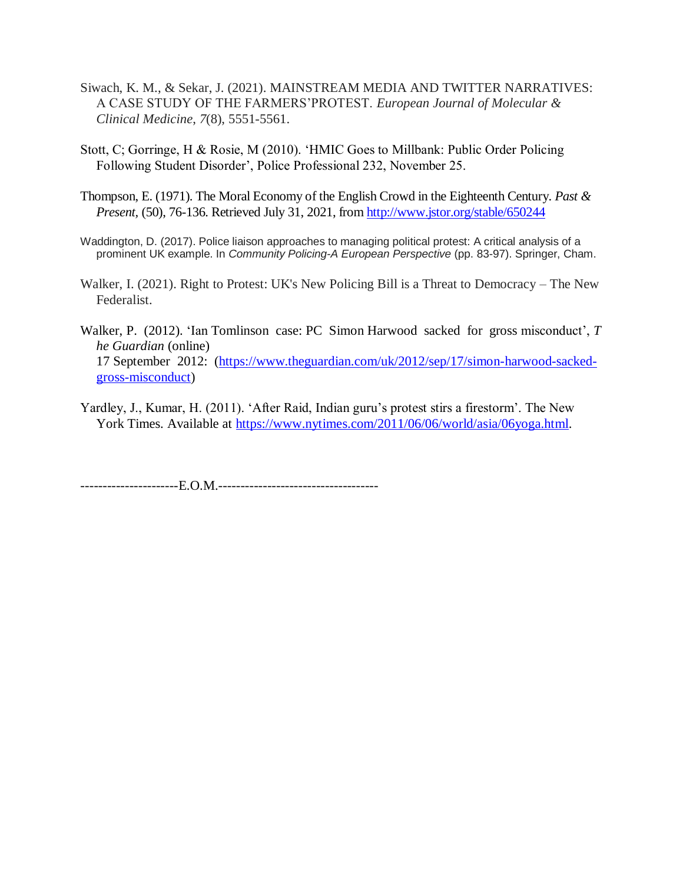Siwach, K. M., & Sekar, J. (2021). MAINSTREAM MEDIA AND TWITTER NARRATIVES: A CASE STUDY OF THE FARMERS'PROTEST. *European Journal of Molecular & Clinical Medicine*, *7*(8), 5551-5561.

Stott, C; Gorringe, H & Rosie, M (2010). 'HMIC Goes to Millbank: Public Order Policing Following Student Disorder', Police Professional 232, November 25.

Thompson, E. (1971). The Moral Economy of the English Crowd in the Eighteenth Century. *Past & Present,* (50), 76-136. Retrieved July 31, 2021, from http://www.jstor.org/stable/650244

Waddington, D. (2017). Police liaison approaches to managing political protest: A critical analysis of a prominent UK example. In *Community Policing-A European Perspective* (pp. 83-97). Springer, Cham.

Walker, I. (2021). Right to Protest: UK's New Policing Bill is a Threat to Democracy – The New Federalist.

Walker, P. (2012). 'Ian Tomlinson case: PC Simon Harwood sacked for gross misconduct', *The Guardian* (online) 17 September 2012: (https://www.theguardian.com/uk/2012/sep/17/simon-harwood-sacked-gross-misconduct)

Yardley, J., Kumar, H. (2011). 'After Raid, Indian guru's protest stirs a firestorm'. The New York Times. Available at https://www.nytimes.com/2011/06/06/world/asia/06yoga.html.

----------------------E.O.M.------------------------------------